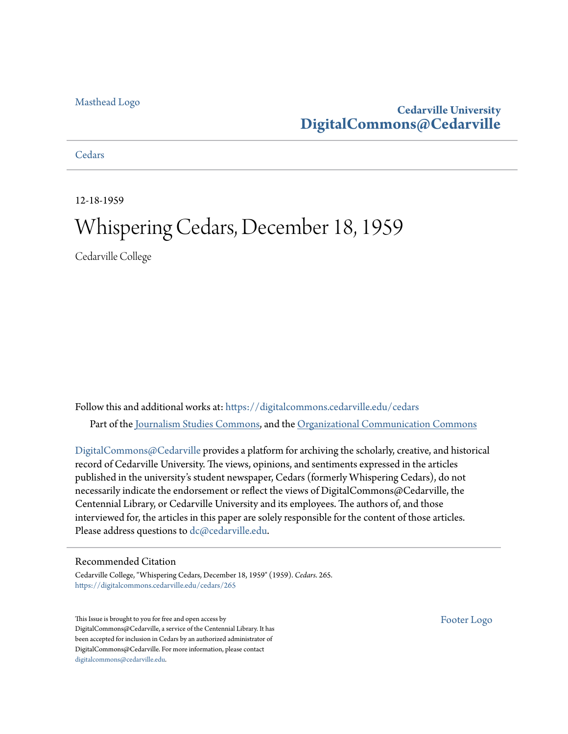Masthead Logo

**Cedarville University**
**DigitalCommons@Cedarville**

Cedars

12-18-1959

# Whispering Cedars, December 18, 1959

Cedarville College

Follow this and additional works at: https://digitalcommons.cedarville.edu/cedars

Part of the Journalism Studies Commons, and the Organizational Communication Commons

DigitalCommons@Cedarville provides a platform for archiving the scholarly, creative, and historical record of Cedarville University. The views, opinions, and sentiments expressed in the articles published in the university's student newspaper, Cedars (formerly Whispering Cedars), do not necessarily indicate the endorsement or reflect the views of DigitalCommons@Cedarville, the Centennial Library, or Cedarville University and its employees. The authors of, and those interviewed for, the articles in this paper are solely responsible for the content of those articles. Please address questions to dc@cedarville.edu.

## Recommended Citation

Cedarville College, "Whispering Cedars, December 18, 1959" (1959). *Cedars*. 265.
https://digitalcommons.cedarville.edu/cedars/265

This Issue is brought to you for free and open access by DigitalCommons@Cedarville, a service of the Centennial Library. It has been accepted for inclusion in Cedars by an authorized administrator of DigitalCommons@Cedarville. For more information, please contact digitalcommons@cedarville.edu.

Footer Logo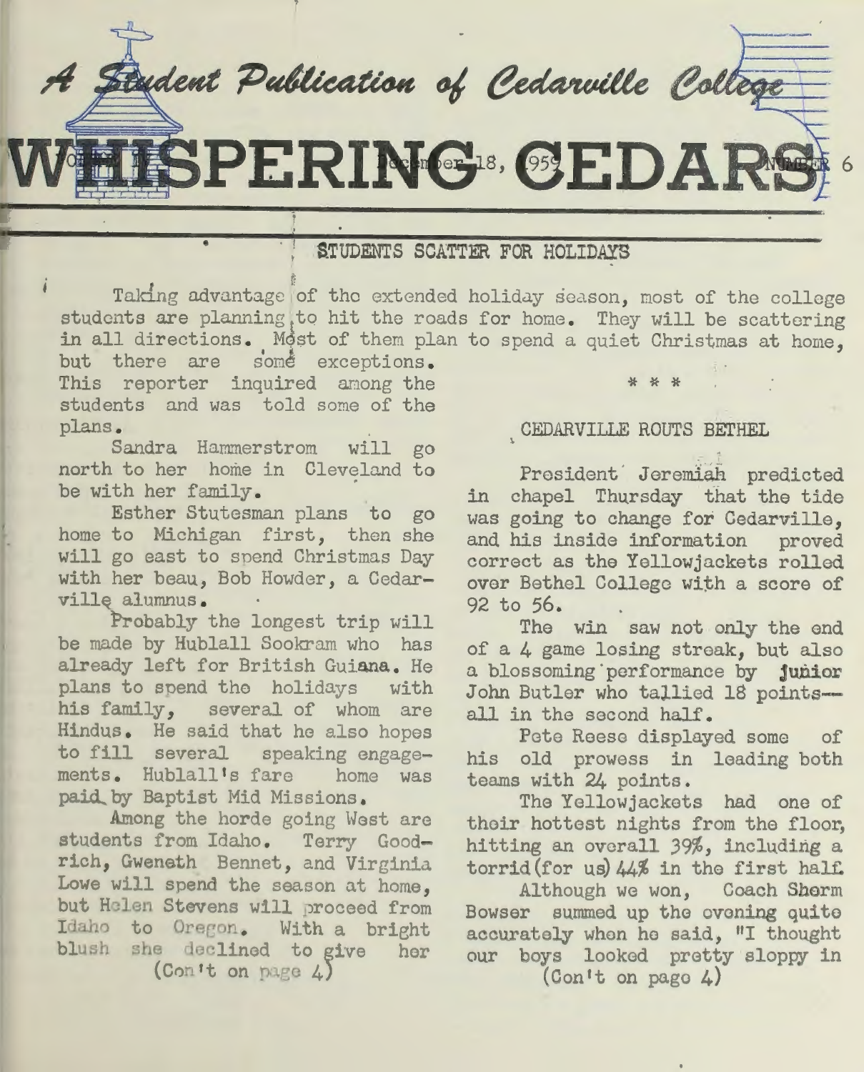*A Student Publication of Cedarville College*

# WHISPERING CEDARS

VOLUME II — December 18, 1959 — NUMBER 6

## STUDENTS SCATTER FOR HOLIDAYS

Taking advantage of the extended holiday season, most of the college students are planning to hit the roads for home. They will be scattering in all directions. Most of them plan to spend a quiet Christmas at home, but there are some exceptions. This reporter inquired among the students and was told some of the plans.

Sandra Hammerstrom will go north to her home in Cleveland to be with her family.

Esther Stutesman plans to go home to Michigan first, then she will go east to spend Christmas Day with her beau, Bob Howder, a Cedarville alumnus.

Probably the longest trip will be made by Hublall Sookram who has already left for British Guiana. He plans to spend the holidays with his family, several of whom are Hindus. He said that he also hopes to fill several speaking engagements. Hublall's fare home was paid by Baptist Mid Missions.

Among the horde going West are students from Idaho. Terry Goodrich, Gweneth Bennet, and Virginia Lowe will spend the season at home, but Helen Stevens will proceed from Idaho to Oregon. With a bright blush she declined to give her

(Con't on page 4)

\* \* \*

## CEDARVILLE ROUTS BETHEL

President Jeremiah predicted in chapel Thursday that the tide was going to change for Cedarville, and his inside information proved correct as the Yellowjackets rolled over Bethel College with a score of 92 to 56.

The win saw not only the end of a 4 game losing streak, but also a blossoming performance by junior John Butler who tallied 18 points—all in the second half.

Pete Reese displayed some of his old prowess in leading both teams with 24 points.

The Yellowjackets had one of their hottest nights from the floor, hitting an overall 39%, including a torrid (for us) 44% in the first half.

Although we won, Coach Sherm Bowser summed up the evening quite accurately when he said, "I thought our boys looked pretty sloppy in

(Con't on page 4)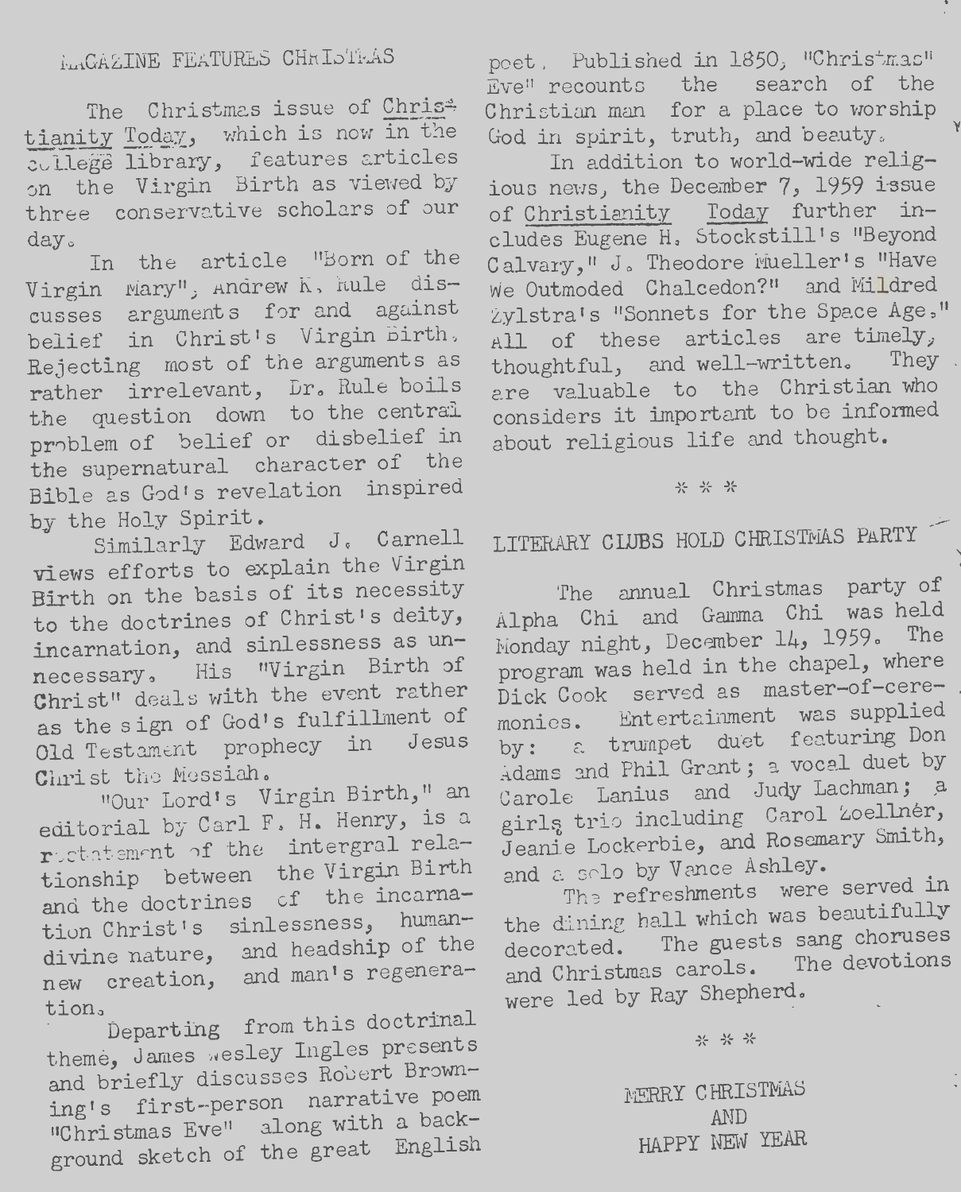## MAGAZINE FEATURES CHRISTMAS

The Christmas issue of Christianity Today, which is now in the college library, features articles on the Virgin Birth as viewed by three conservative scholars of our day.

In the article "Born of the Virgin Mary", Andrew K. Rule discusses arguments for and against belief in Christ's Virgin Birth. Rejecting most of the arguments as rather irrelevant, Dr. Rule boils the question down to the central problem of belief or disbelief in the supernatural character of the Bible as God's revelation inspired by the Holy Spirit.

Similarly Edward J. Carnell views efforts to explain the Virgin Birth on the basis of its necessity to the doctrines of Christ's deity, incarnation, and sinlessness as unnecessary. His "Virgin Birth of Christ" deals with the event rather as the sign of God's fulfillment of Old Testament prophecy in Jesus Christ the Messiah.

"Our Lord's Virgin Birth," an editorial by Carl F. H. Henry, is a restatement of the intergral relationship between the Virgin Birth and the doctrines of the incarnation Christ's sinlessness, human-divine nature, and headship of the new creation, and man's regeneration.

Departing from this doctrinal theme, James Wesley Ingles presents and briefly discusses Robert Browning's first-person narrative poem "Christmas Eve" along with a background sketch of the great English poet. Published in 1850, "Christmas Eve" recounts the search of the Christian man for a place to worship God in spirit, truth, and beauty.

In addition to world-wide religious news, the December 7, 1959 issue of Christianity Today further includes Eugene H. Stockstill's "Beyond Calvary," J. Theodore Mueller's "Have We Outmoded Chalcedon?" and Mildred Zylstra's "Sonnets for the Space Age." All of these articles are timely, thoughtful, and well-written. They are valuable to the Christian who considers it important to be informed about religious life and thought.

\* \* \*

## LITERARY CLUBS HOLD CHRISTMAS PARTY

The annual Christmas party of Alpha Chi and Gamma Chi was held Monday night, December 14, 1959. The program was held in the chapel, where Dick Cook served as master-of-ceremonies. Entertainment was supplied by: a trumpet duet featuring Don Adams and Phil Grant; a vocal duet by Carole Lanius and Judy Lachman; a girls trio including Carol Zoellner, Jeanie Lockerbie, and Rosemary Smith, and a solo by Vance Ashley.

The refreshments were served in the dining hall which was beautifully decorated. The guests sang choruses and Christmas carols. The devotions were led by Ray Shepherd.

\* \* \*

MERRY CHRISTMAS
AND
HAPPY NEW YEAR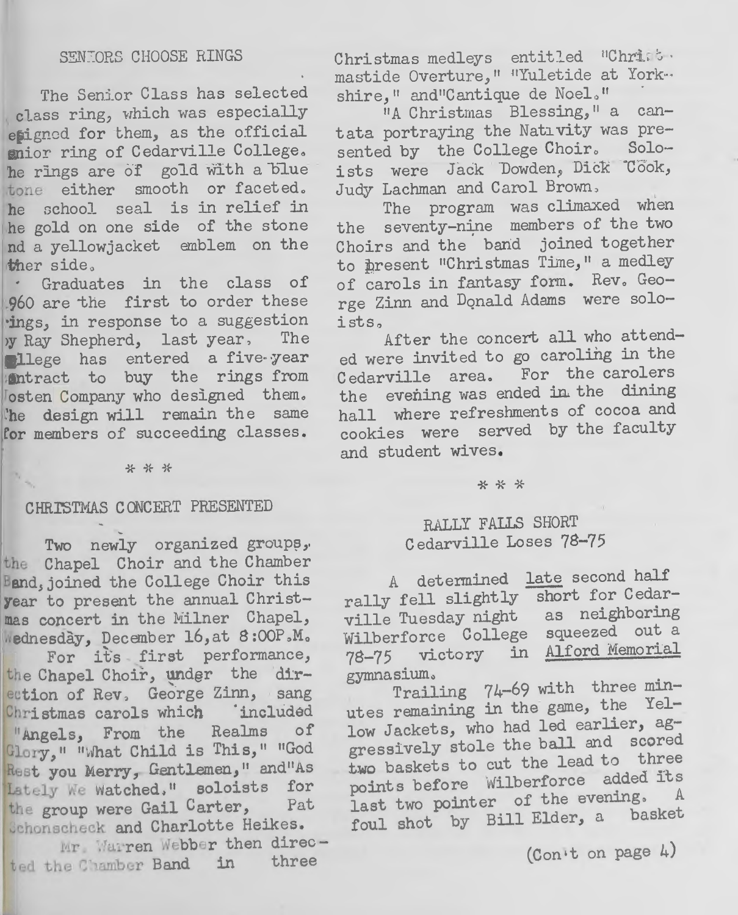## SENIORS CHOOSE RINGS

The Senior Class has selected class ring, which was especially designed for them, as the official senior ring of Cedarville College. The rings are of gold with a blue stone either smooth or faceted. The school seal is in relief in the gold on one side of the stone and a yellowjacket emblem on the other side.

Graduates in the class of 1960 are the first to order these rings, in response to a suggestion by Ray Shepherd, last year. The College has entered a five-year contract to buy the rings from Josten Company who designed them. The design will remain the same for members of succeeding classes.

\* \* \*

## CHRISTMAS CONCERT PRESENTED

Two newly organized groups, the Chapel Choir and the Chamber Band, joined the College Choir this year to present the annual Christmas concert in the Milner Chapel, Wednesday, December 16, at 8:00P.M.

For its first performance, the Chapel Choir, under the direction of Rev. George Zinn, sang Christmas carols which included "Angels, From the Realms of Glory," "What Child is This," "God Rest you Merry, Gentlemen," and "As Lately We Watched." soloists for the group were Gail Carter, Pat Schonscheck and Charlotte Heikes.

Mr. Warren Webber then directed the Chamber Band in three Christmas medleys entitled "Christmastide Overture," "Yuletide at Yorkshire," and "Cantique de Noel."

"A Christmas Blessing," a cantata portraying the Nativity was presented by the College Choir. Soloists were Jack Dowden, Dick Cook, Judy Lachman and Carol Brown.

The program was climaxed when the seventy-nine members of the two Choirs and the band joined together to present "Christmas Time," a medley of carols in fantasy form. Rev. George Zinn and Donald Adams were soloists.

After the concert all who attended were invited to go caroling in the Cedarville area. For the carolers the evening was ended in the dining hall where refreshments of cocoa and cookies were served by the faculty and student wives.

\* \* \*

## RALLY FALLS SHORT
### Cedarville Loses 78-75

A determined late second half rally fell slightly short for Cedarville Tuesday night as neighboring Wilberforce College squeezed out a 78-75 victory in Alford Memorial gymnasium.

Trailing 74-69 with three minutes remaining in the game, the Yellow Jackets, who had led earlier, aggressively stole the ball and scored two baskets to cut the lead to three points before Wilberforce added its last two pointer of the evening. A foul shot by Bill Elder, a basket

(Con't on page 4)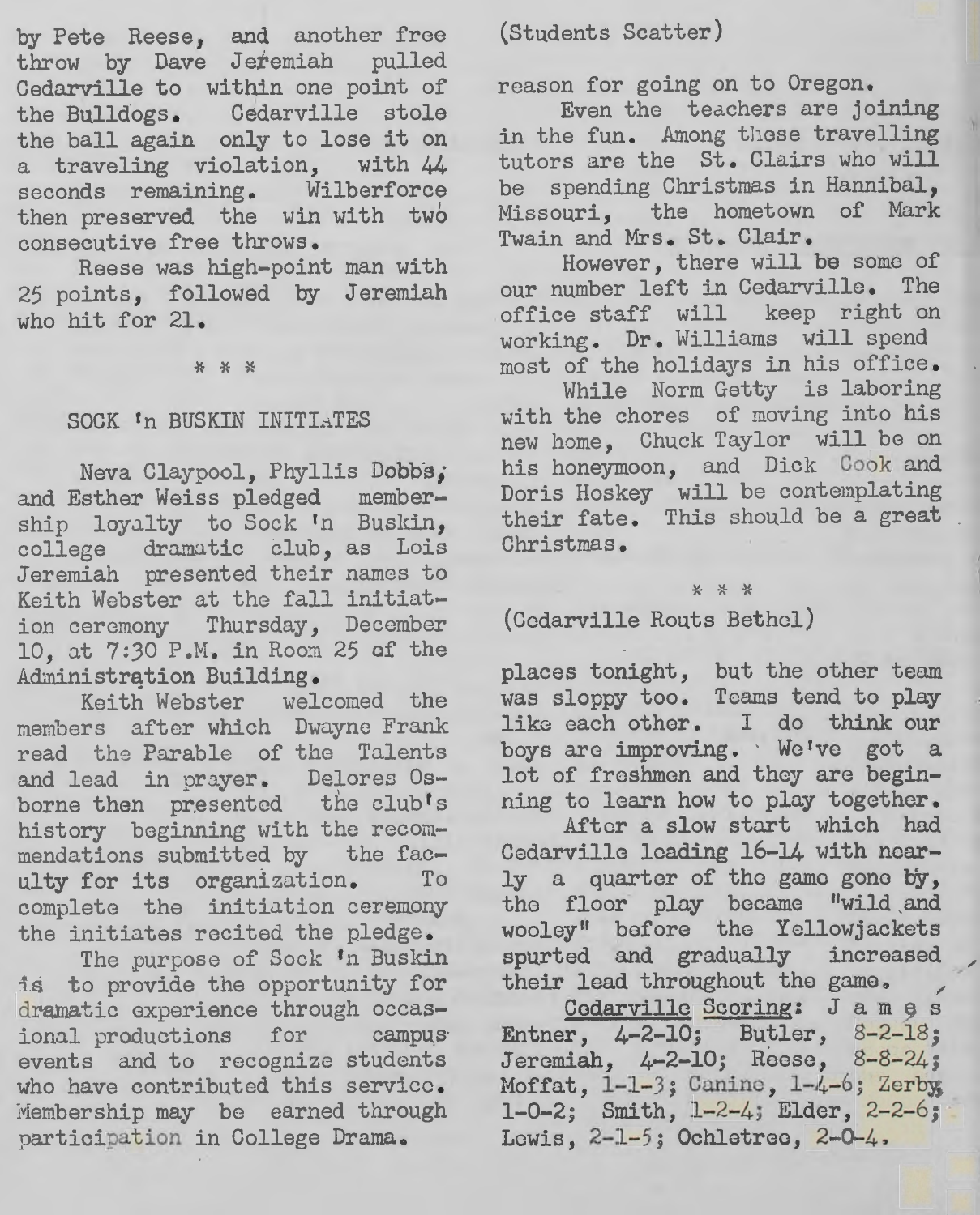by Pete Reese, and another free throw by Dave Jeremiah pulled Cedarville to within one point of the Bulldogs. Cedarville stole the ball again only to lose it on a traveling violation, with 44 seconds remaining. Wilberforce then preserved the win with two consecutive free throws.

Reese was high-point man with 25 points, followed by Jeremiah who hit for 21.

\* \* \*

## SOCK 'n BUSKIN INITIATES

Neva Claypool, Phyllis Dobbs, and Esther Weiss pledged membership loyalty to Sock 'n Buskin, college dramatic club, as Lois Jeremiah presented their names to Keith Webster at the fall initiation ceremony Thursday, December 10, at 7:30 P.M. in Room 25 of the Administration Building.

Keith Webster welcomed the members after which Dwayne Frank read the Parable of the Talents and lead in prayer. Delores Osborne then presented the club's history beginning with the recommendations submitted by the faculty for its organization. To complete the initiation ceremony the initiates recited the pledge.

The purpose of Sock 'n Buskin is to provide the opportunity for dramatic experience through occasional productions for campus events and to recognize students who have contributed this service. Membership may be earned through participation in College Drama.

(Students Scatter)

reason for going on to Oregon.

Even the teachers are joining in the fun. Among these travelling tutors are the St. Clairs who will be spending Christmas in Hannibal, Missouri, the hometown of Mark Twain and Mrs. St. Clair.

However, there will be some of our number left in Cedarville. The office staff will keep right on working. Dr. Williams will spend most of the holidays in his office.

While Norm Getty is laboring with the chores of moving into his new home, Chuck Taylor will be on his honeymoon, and Dick Cook and Doris Hoskey will be contemplating their fate. This should be a great Christmas.

\* \* \*

(Cedarville Routs Bethel)

places tonight, but the other team was sloppy too. Teams tend to play like each other. I do think our boys are improving. We've got a lot of freshmen and they are beginning to learn how to play together.

After a slow start which had Cedarville leading 16-14 with nearly a quarter of the game gone by, the floor play became "wild and wooley" before the Yellowjackets spurted and gradually increased their lead throughout the game.

Cedarville Scoring: James Entner, 4-2-10; Butler, 8-2-18; Jeremiah, 4-2-10; Reese, 8-8-24; Moffat, 1-1-3; Canine, 1-4-6; Zerby, 1-0-2; Smith, 1-2-4; Elder, 2-2-6; Lewis, 2-1-5; Ochletree, 2-0-4.